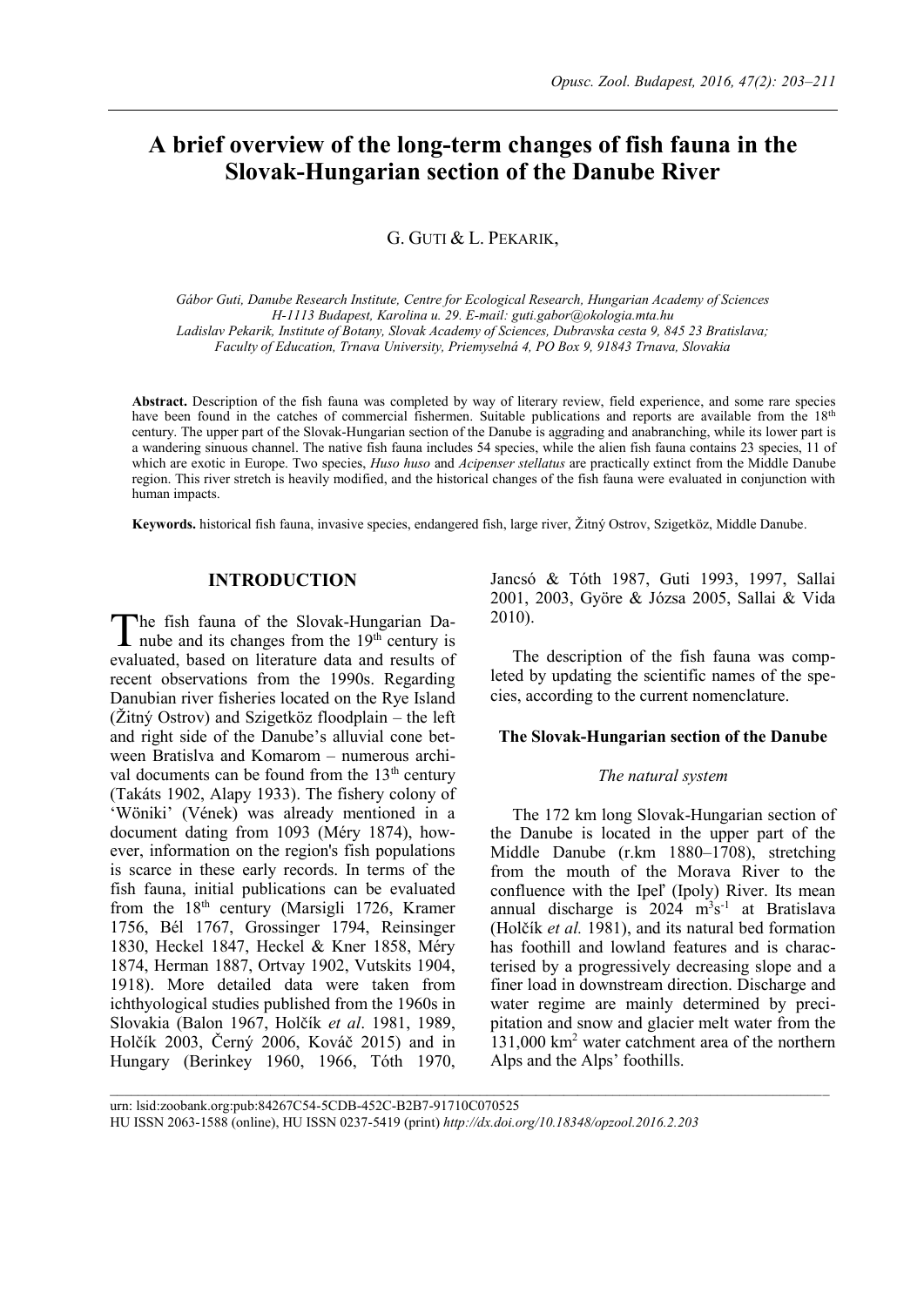# A brief overview of the long-term changes of fish fauna in the Slovak-Hungarian section of the Danube River

G. Guti & L. Pekarik,

*Gábor Guti, Danube Research Institute, Centre for Ecological Research, Hungarian Academy of Sciences H-1113 Budapest, Karolina u. 29. E-mail: guti.gabor@okologia.mta.hu*
*Ladislav Pekarik, Institute of Botany, Slovak Academy of Sciences, Dubravska cesta 9, 845 23 Bratislava; Faculty of Education, Trnava University, Priemyselná 4, PO Box 9, 91843 Trnava, Slovakia*

**Abstract.** Description of the fish fauna was completed by way of literary review, field experience, and some rare species have been found in the catches of commercial fishermen. Suitable publications and reports are available from the 18th century. The upper part of the Slovak-Hungarian section of the Danube is aggrading and anabranching, while its lower part is a wandering sinuous channel. The native fish fauna includes 54 species, while the alien fish fauna contains 23 species, 11 of which are exotic in Europe. Two species, *Huso huso* and *Acipenser stellatus* are practically extinct from the Middle Danube region. This river stretch is heavily modified, and the historical changes of the fish fauna were evaluated in conjunction with human impacts.

**Keywords.** historical fish fauna, invasive species, endangered fish, large river, Žitný Ostrov, Szigetköz, Middle Danube.

## INTRODUCTION

The fish fauna of the Slovak-Hungarian Danube and its changes from the 19th century is evaluated, based on literature data and results of recent observations from the 1990s. Regarding Danubian river fisheries located on the Rye Island (Žitný Ostrov) and Szigetköz floodplain – the left and right side of the Danube's alluvial cone between Bratislva and Komarom – numerous archival documents can be found from the 13th century (Takáts 1902, Alapy 1933). The fishery colony of 'Wöniki' (Vének) was already mentioned in a document dating from 1093 (Méry 1874), however, information on the region's fish populations is scarce in these early records. In terms of the fish fauna, initial publications can be evaluated from the 18th century (Marsigli 1726, Kramer 1756, Bél 1767, Grossinger 1794, Reinsinger 1830, Heckel 1847, Heckel & Kner 1858, Méry 1874, Herman 1887, Ortvay 1902, Vutskits 1904, 1918). More detailed data were taken from ichthyological studies published from the 1960s in Slovakia (Balon 1967, Holčík *et al*. 1981, 1989, Holčík 2003, Černý 2006, Kováč 2015) and in Hungary (Berinkey 1960, 1966, Tóth 1970, Jancsó & Tóth 1987, Guti 1993, 1997, Sallai 2001, 2003, Györe & Józsa 2005, Sallai & Vida 2010).

The description of the fish fauna was completed by updating the scientific names of the species, according to the current nomenclature.

### The Slovak-Hungarian section of the Danube

#### *The natural system*

The 172 km long Slovak-Hungarian section of the Danube is located in the upper part of the Middle Danube (r.km 1880–1708), stretching from the mouth of the Morava River to the confluence with the Ipeľ (Ipoly) River. Its mean annual discharge is 2024 $m^3s^{-1}$ at Bratislava (Holčík *et al.* 1981), and its natural bed formation has foothill and lowland features and is characterised by a progressively decreasing slope and a finer load in downstream direction. Discharge and water regime are mainly determined by precipitation and snow and glacier melt water from the 131,000 $km^2$ water catchment area of the northern Alps and the Alps' foothills.

urn: lsid:zoobank.org:pub:84267C54-5CDB-452C-B2B7-91710C070525
HU ISSN 2063-1588 (online), HU ISSN 0237-5419 (print) *http://dx.doi.org/10.18348/opzool.2016.2.203*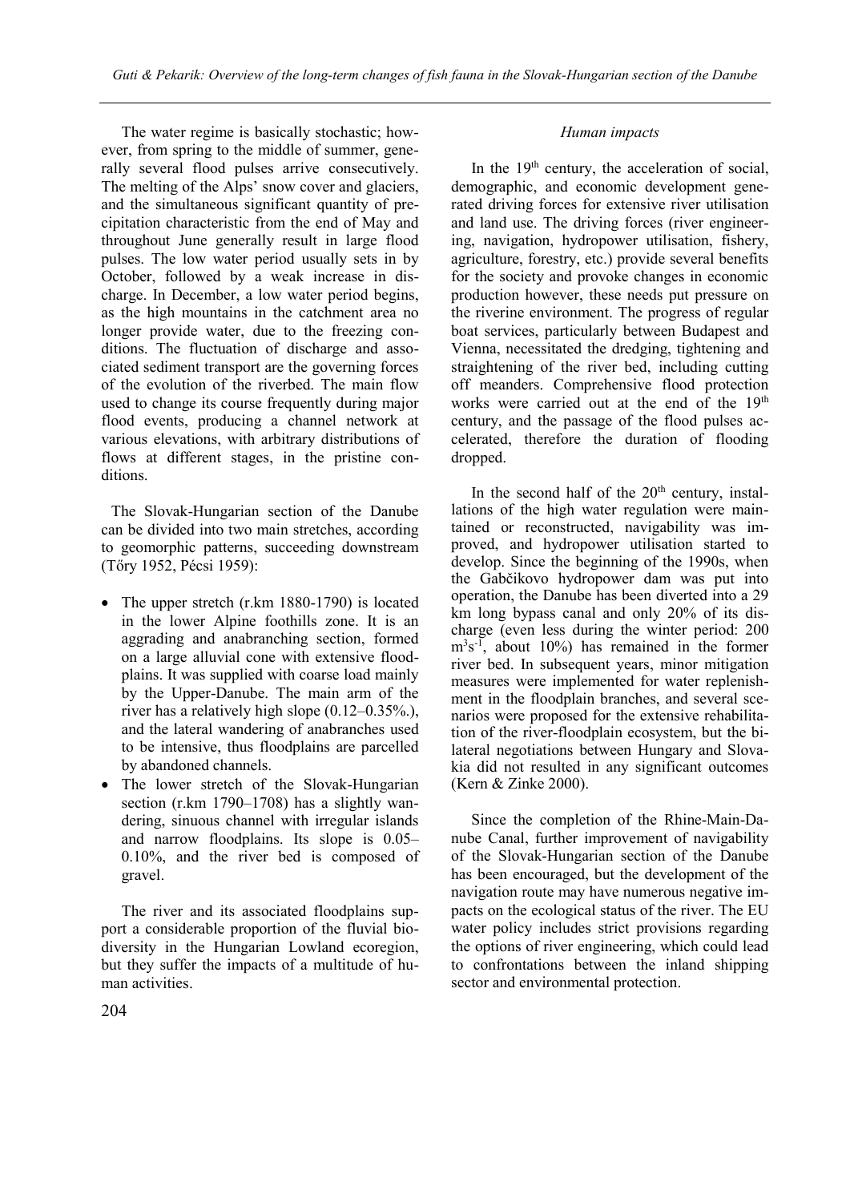The water regime is basically stochastic; however, from spring to the middle of summer, generally several flood pulses arrive consecutively. The melting of the Alps' snow cover and glaciers, and the simultaneous significant quantity of precipitation characteristic from the end of May and throughout June generally result in large flood pulses. The low water period usually sets in by October, followed by a weak increase in discharge. In December, a low water period begins, as the high mountains in the catchment area no longer provide water, due to the freezing conditions. The fluctuation of discharge and associated sediment transport are the governing forces of the evolution of the riverbed. The main flow used to change its course frequently during major flood events, producing a channel network at various elevations, with arbitrary distributions of flows at different stages, in the pristine conditions.

The Slovak-Hungarian section of the Danube can be divided into two main stretches, according to geomorphic patterns, succeeding downstream (Tőry 1952, Pécsi 1959):

- The upper stretch (r.km 1880-1790) is located in the lower Alpine foothills zone. It is an aggrading and anabranching section, formed on a large alluvial cone with extensive floodplains. It was supplied with coarse load mainly by the Upper-Danube. The main arm of the river has a relatively high slope (0.12–0.35%.), and the lateral wandering of anabranches used to be intensive, thus floodplains are parcelled by abandoned channels.
- The lower stretch of the Slovak-Hungarian section (r.km 1790–1708) has a slightly wandering, sinuous channel with irregular islands and narrow floodplains. Its slope is 0.05–0.10%, and the river bed is composed of gravel.

The river and its associated floodplains support a considerable proportion of the fluvial biodiversity in the Hungarian Lowland ecoregion, but they suffer the impacts of a multitude of human activities.

### *Human impacts*

In the 19th century, the acceleration of social, demographic, and economic development generated driving forces for extensive river utilisation and land use. The driving forces (river engineering, navigation, hydropower utilisation, fishery, agriculture, forestry, etc.) provide several benefits for the society and provoke changes in economic production however, these needs put pressure on the riverine environment. The progress of regular boat services, particularly between Budapest and Vienna, necessitated the dredging, tightening and straightening of the river bed, including cutting off meanders. Comprehensive flood protection works were carried out at the end of the 19th century, and the passage of the flood pulses accelerated, therefore the duration of flooding dropped.

In the second half of the 20th century, installations of the high water regulation were maintained or reconstructed, navigability was improved, and hydropower utilisation started to develop. Since the beginning of the 1990s, when the Gabčikovo hydropower dam was put into operation, the Danube has been diverted into a 29 km long bypass canal and only 20% of its discharge (even less during the winter period: 200 $m^3s^{-1}$, about 10%) has remained in the former river bed. In subsequent years, minor mitigation measures were implemented for water replenishment in the floodplain branches, and several scenarios were proposed for the extensive rehabilitation of the river-floodplain ecosystem, but the bilateral negotiations between Hungary and Slovakia did not resulted in any significant outcomes (Kern & Zinke 2000).

Since the completion of the Rhine-Main-Danube Canal, further improvement of navigability of the Slovak-Hungarian section of the Danube has been encouraged, but the development of the navigation route may have numerous negative impacts on the ecological status of the river. The EU water policy includes strict provisions regarding the options of river engineering, which could lead to confrontations between the inland shipping sector and environmental protection.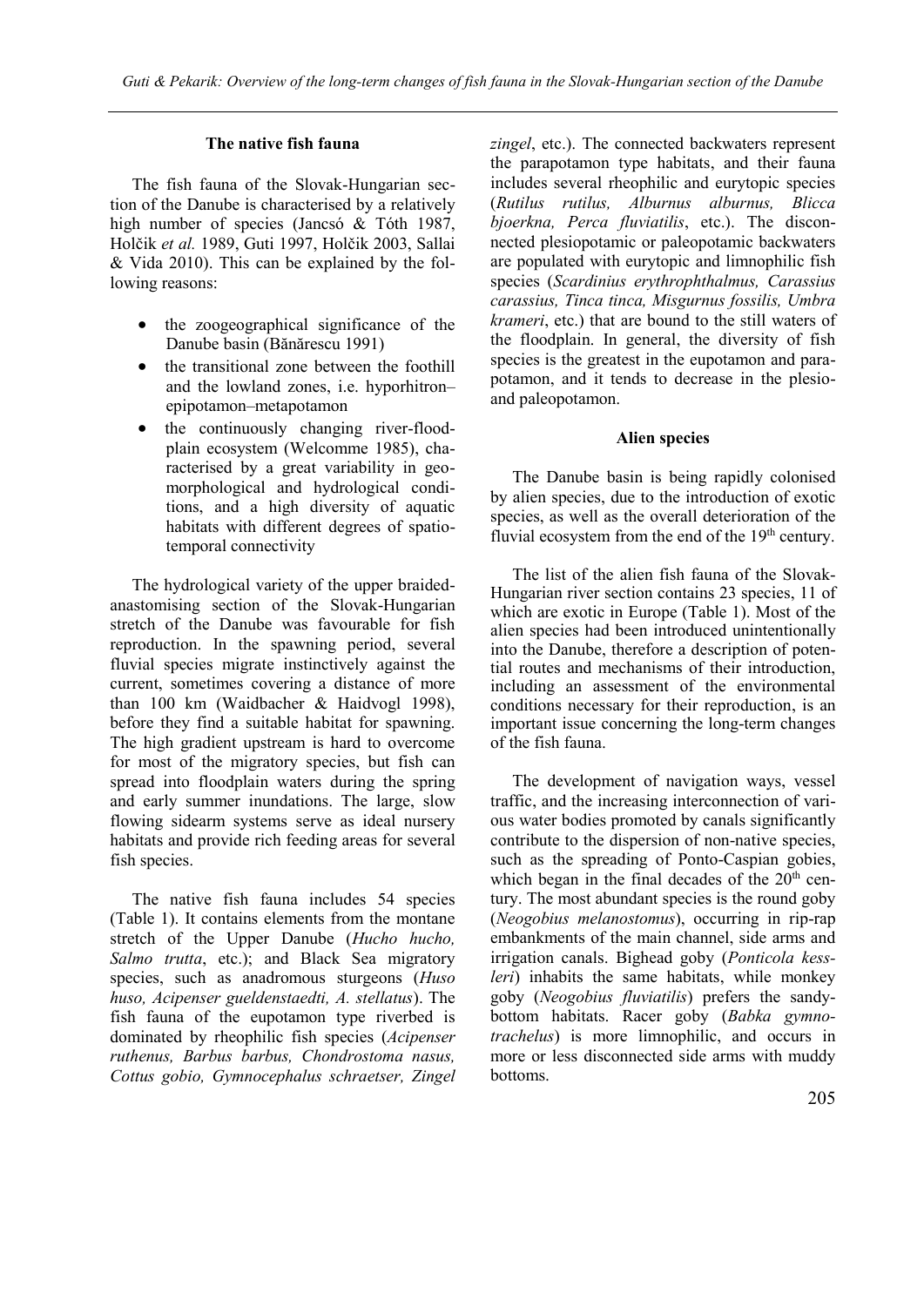## The native fish fauna

The fish fauna of the Slovak-Hungarian section of the Danube is characterised by a relatively high number of species (Jancsó & Tóth 1987, Holčik *et al.* 1989, Guti 1997, Holčik 2003, Sallai & Vida 2010). This can be explained by the following reasons:

- the zoogeographical significance of the Danube basin (Bănărescu 1991)
- the transitional zone between the foothill and the lowland zones, i.e. hyporhitron–epipotamon–metapotamon
- the continuously changing river-floodplain ecosystem (Welcomme 1985), characterised by a great variability in geomorphological and hydrological conditions, and a high diversity of aquatic habitats with different degrees of spatio-temporal connectivity

The hydrological variety of the upper braided-anastomising section of the Slovak-Hungarian stretch of the Danube was favourable for fish reproduction. In the spawning period, several fluvial species migrate instinctively against the current, sometimes covering a distance of more than 100 km (Waidbacher & Haidvogl 1998), before they find a suitable habitat for spawning. The high gradient upstream is hard to overcome for most of the migratory species, but fish can spread into floodplain waters during the spring and early summer inundations. The large, slow flowing sidearm systems serve as ideal nursery habitats and provide rich feeding areas for several fish species.

The native fish fauna includes 54 species (Table 1). It contains elements from the montane stretch of the Upper Danube (*Hucho hucho, Salmo trutta*, etc.); and Black Sea migratory species, such as anadromous sturgeons (*Huso huso, Acipenser gueldenstaedti, A. stellatus*). The fish fauna of the eupotamon type riverbed is dominated by rheophilic fish species (*Acipenser ruthenus, Barbus barbus, Chondrostoma nasus, Cottus gobio, Gymnocephalus schraetser, Zingel zingel*, etc.). The connected backwaters represent the parapotamon type habitats, and their fauna includes several rheophilic and eurytopic species (*Rutilus rutilus, Alburnus alburnus, Blicca bjoerkna, Perca fluviatilis*, etc.). The disconnected plesiopotamic or paleopotamic backwaters are populated with eurytopic and limnophilic fish species (*Scardinius erythrophthalmus, Carassius carassius, Tinca tinca, Misgurnus fossilis, Umbra krameri*, etc.) that are bound to the still waters of the floodplain. In general, the diversity of fish species is the greatest in the eupotamon and parapotamon, and it tends to decrease in the plesio- and paleopotamon.

## Alien species

The Danube basin is being rapidly colonised by alien species, due to the introduction of exotic species, as well as the overall deterioration of the fluvial ecosystem from the end of the 19th century.

The list of the alien fish fauna of the Slovak-Hungarian river section contains 23 species, 11 of which are exotic in Europe (Table 1). Most of the alien species had been introduced unintentionally into the Danube, therefore a description of potential routes and mechanisms of their introduction, including an assessment of the environmental conditions necessary for their reproduction, is an important issue concerning the long-term changes of the fish fauna.

The development of navigation ways, vessel traffic, and the increasing interconnection of various water bodies promoted by canals significantly contribute to the dispersion of non-native species, such as the spreading of Ponto-Caspian gobies, which began in the final decades of the 20th century. The most abundant species is the round goby (*Neogobius melanostomus*), occurring in rip-rap embankments of the main channel, side arms and irrigation canals. Bighead goby (*Ponticola kessleri*) inhabits the same habitats, while monkey goby (*Neogobius fluviatilis*) prefers the sandy-bottom habitats. Racer goby (*Babka gymnotrachelus*) is more limnophilic, and occurs in more or less disconnected side arms with muddy bottoms.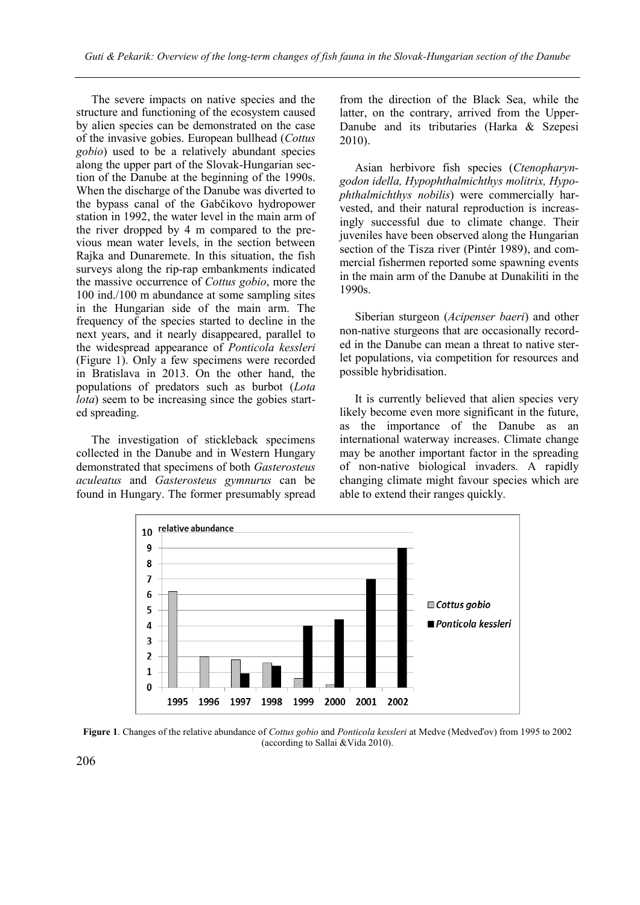The severe impacts on native species and the structure and functioning of the ecosystem caused by alien species can be demonstrated on the case of the invasive gobies. European bullhead (*Cottus gobio*) used to be a relatively abundant species along the upper part of the Slovak-Hungarian section of the Danube at the beginning of the 1990s. When the discharge of the Danube was diverted to the bypass canal of the Gabčikovo hydropower station in 1992, the water level in the main arm of the river dropped by 4 m compared to the previous mean water levels, in the section between Rajka and Dunaremete. In this situation, the fish surveys along the rip-rap embankments indicated the massive occurrence of *Cottus gobio*, more the 100 ind./100 m abundance at some sampling sites in the Hungarian side of the main arm. The frequency of the species started to decline in the next years, and it nearly disappeared, parallel to the widespread appearance of *Ponticola kessleri* (Figure 1). Only a few specimens were recorded in Bratislava in 2013. On the other hand, the populations of predators such as burbot (*Lota lota*) seem to be increasing since the gobies started spreading.

The investigation of stickleback specimens collected in the Danube and in Western Hungary demonstrated that specimens of both *Gasterosteus aculeatus* and *Gasterosteus gymnurus* can be found in Hungary. The former presumably spread from the direction of the Black Sea, while the latter, on the contrary, arrived from the Upper-Danube and its tributaries (Harka & Szepesi 2010).

Asian herbivore fish species (*Ctenopharyngodon idella, Hypophthalmichthys molitrix, Hypophthalmichthys nobilis*) were commercially harvested, and their natural reproduction is increasingly successful due to climate change. Their juveniles have been observed along the Hungarian section of the Tisza river (Pintér 1989), and commercial fishermen reported some spawning events in the main arm of the Danube at Dunakiliti in the 1990s.

Siberian sturgeon (*Acipenser baeri*) and other non-native sturgeons that are occasionally recorded in the Danube can mean a threat to native sterlet populations, via competition for resources and possible hybridisation.

It is currently believed that alien species very likely become even more significant in the future, as the importance of the Danube as an international waterway increases. Climate change may be another important factor in the spreading of non-native biological invaders. A rapidly changing climate might favour species which are able to extend their ranges quickly.

**Figure 1**. Changes of the relative abundance of *Cottus gobio* and *Ponticola kessleri* at Medve (Medveďov) from 1995 to 2002 (according to Sallai &Vida 2010).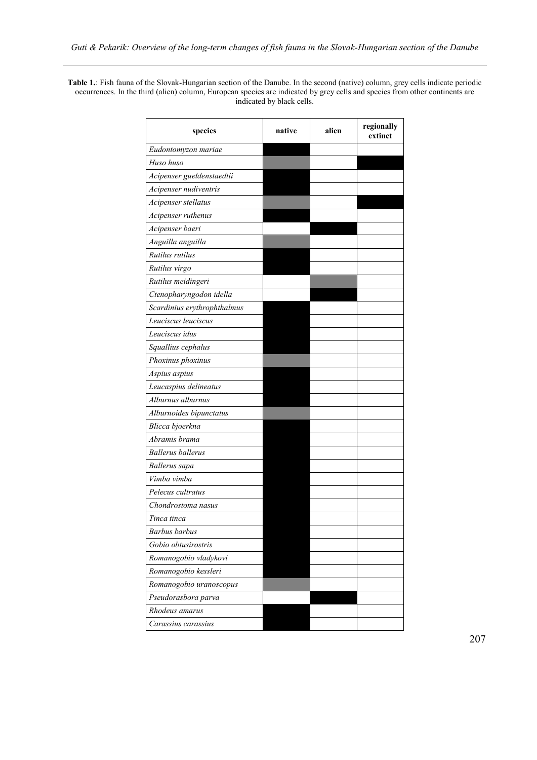**Table 1.**: Fish fauna of the Slovak-Hungarian section of the Danube. In the second (native) column, grey cells indicate periodic occurrences. In the third (alien) column, European species are indicated by grey cells and species from other continents are indicated by black cells.

| species | native | alien | regionally extinct |
|---|---|---|---|
| *Eudontomyzon mariae* | black | | |
| *Huso huso* | grey | | black |
| *Acipenser gueldenstaedtii* | black | | |
| *Acipenser nudiventris* | black | | |
| *Acipenser stellatus* | grey | | black |
| *Acipenser ruthenus* | black | | |
| *Acipenser baeri* | | black | |
| *Anguilla anguilla* | grey | | |
| *Rutilus rutilus* | black | | |
| *Rutilus virgo* | black | | |
| *Rutilus meidingeri* | | grey | |
| *Ctenopharyngodon idella* | | black | |
| *Scardinius erythrophthalmus* | black | | |
| *Leuciscus leuciscus* | black | | |
| *Leuciscus idus* | black | | |
| *Squallius cephalus* | black | | |
| *Phoxinus phoxinus* | grey | | |
| *Aspius aspius* | black | | |
| *Leucaspius delineatus* | black | | |
| *Alburnus alburnus* | black | | |
| *Alburnoides bipunctatus* | grey | | |
| *Blicca bjoerkna* | black | | |
| *Abramis brama* | black | | |
| *Ballerus ballerus* | black | | |
| *Ballerus sapa* | black | | |
| *Vimba vimba* | black | | |
| *Pelecus cultratus* | black | | |
| *Chondrostoma nasus* | black | | |
| *Tinca tinca* | black | | |
| *Barbus barbus* | black | | |
| *Gobio obtusirostris* | black | | |
| *Romanogobio vladykovi* | black | | |
| *Romanogobio kessleri* | black | | |
| *Romanogobio uranoscopus* | grey | | |
| *Pseudorasbora parva* | | black | |
| *Rhodeus amarus* | black | | |
| *Carassius carassius* | black | | |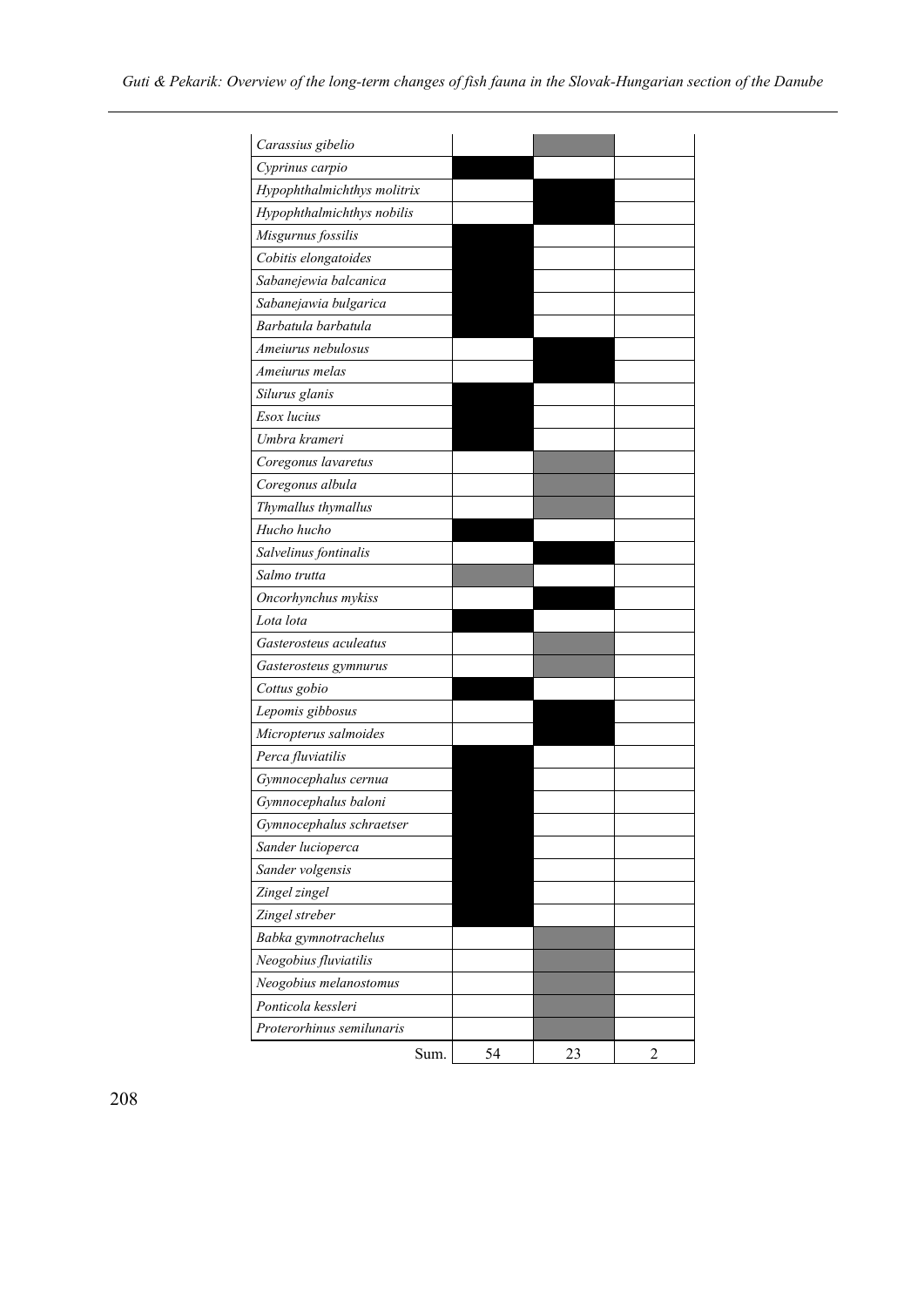| | | | |
|---|---|---|---|
| *Carassius gibelio* | | ▒ | |
| *Cyprinus carpio* | ■ | | |
| *Hypophthalmichthys molitrix* | | ■ | |
| *Hypophthalmichthys nobilis* | | ■ | |
| *Misgurnus fossilis* | ■ | | |
| *Cobitis elongatoides* | ■ | | |
| *Sabanejewia balcanica* | ■ | | |
| *Sabanejawia bulgarica* | ■ | | |
| *Barbatula barbatula* | ■ | | |
| *Ameiurus nebulosus* | | ■ | |
| *Ameiurus melas* | | ■ | |
| *Silurus glanis* | ■ | | |
| *Esox lucius* | ■ | | |
| *Umbra krameri* | ■ | | |
| *Coregonus lavaretus* | | ▒ | |
| *Coregonus albula* | | ▒ | |
| *Thymallus thymallus* | | ▒ | |
| *Hucho hucho* | ■ | | |
| *Salvelinus fontinalis* | | ■ | |
| *Salmo trutta* | ▒ | | |
| *Oncorhynchus mykiss* | | ■ | |
| *Lota lota* | ■ | | |
| *Gasterosteus aculeatus* | | ▒ | |
| *Gasterosteus gymnurus* | | ▒ | |
| *Cottus gobio* | ■ | | |
| *Lepomis gibbosus* | | ■ | |
| *Micropterus salmoides* | | ■ | |
| *Perca fluviatilis* | ■ | | |
| *Gymnocephalus cernua* | ■ | | |
| *Gymnocephalus baloni* | ■ | | |
| *Gymnocephalus schraetser* | ■ | | |
| *Sander lucioperca* | ■ | | |
| *Sander volgensis* | ■ | | |
| *Zingel zingel* | ■ | | |
| *Zingel streber* | ■ | | |
| *Babka gymnotrachelus* | | ▒ | |
| *Neogobius fluviatilis* | | ▒ | |
| *Neogobius melanostomus* | | ▒ | |
| *Ponticola kessleri* | | ▒ | |
| *Proterorhinus semilunaris* | | ▒ | |
| Sum. | 54 | 23 | 2 |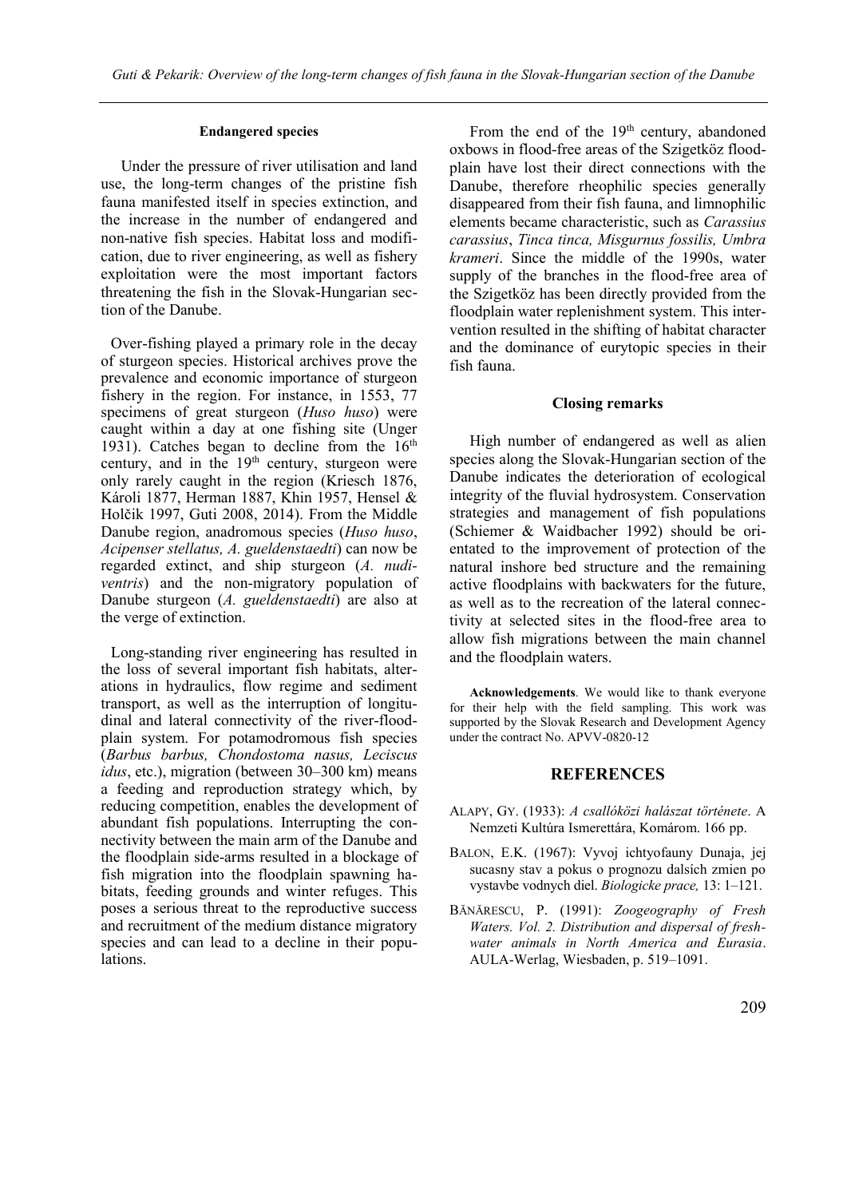#### Endangered species

Under the pressure of river utilisation and land use, the long-term changes of the pristine fish fauna manifested itself in species extinction, and the increase in the number of endangered and non-native fish species. Habitat loss and modification, due to river engineering, as well as fishery exploitation were the most important factors threatening the fish in the Slovak-Hungarian section of the Danube.

Over-fishing played a primary role in the decay of sturgeon species. Historical archives prove the prevalence and economic importance of sturgeon fishery in the region. For instance, in 1553, 77 specimens of great sturgeon (*Huso huso*) were caught within a day at one fishing site (Unger 1931). Catches began to decline from the 16th century, and in the 19th century, sturgeon were only rarely caught in the region (Kriesch 1876, Károli 1877, Herman 1887, Khin 1957, Hensel & Holčík 1997, Guti 2008, 2014). From the Middle Danube region, anadromous species (*Huso huso*, *Acipenser stellatus, A. gueldenstaedti*) can now be regarded extinct, and ship sturgeon (*A. nudiventris*) and the non-migratory population of Danube sturgeon (*A. gueldenstaedti*) are also at the verge of extinction.

Long-standing river engineering has resulted in the loss of several important fish habitats, alterations in hydraulics, flow regime and sediment transport, as well as the interruption of longitudinal and lateral connectivity of the river-floodplain system. For potamodromous fish species (*Barbus barbus, Chondostoma nasus, Leciscus idus*, etc.), migration (between 30–300 km) means a feeding and reproduction strategy which, by reducing competition, enables the development of abundant fish populations. Interrupting the connectivity between the main arm of the Danube and the floodplain side-arms resulted in a blockage of fish migration into the floodplain spawning habitats, feeding grounds and winter refuges. This poses a serious threat to the reproductive success and recruitment of the medium distance migratory species and can lead to a decline in their populations.

From the end of the 19th century, abandoned oxbows in flood-free areas of the Szigetköz floodplain have lost their direct connections with the Danube, therefore rheophilic species generally disappeared from their fish fauna, and limnophilic elements became characteristic, such as *Carassius carassius*, *Tinca tinca, Misgurnus fossilis, Umbra krameri*. Since the middle of the 1990s, water supply of the branches in the flood-free area of the Szigetköz has been directly provided from the floodplain water replenishment system. This intervention resulted in the shifting of habitat character and the dominance of eurytopic species in their fish fauna.

#### Closing remarks

High number of endangered as well as alien species along the Slovak-Hungarian section of the Danube indicates the deterioration of ecological integrity of the fluvial hydrosystem. Conservation strategies and management of fish populations (Schiemer & Waidbacher 1992) should be orientated to the improvement of protection of the natural inshore bed structure and the remaining active floodplains with backwaters for the future, as well as to the recreation of the lateral connectivity at selected sites in the flood-free area to allow fish migrations between the main channel and the floodplain waters.

**Acknowledgements**. We would like to thank everyone for their help with the field sampling. This work was supported by the Slovak Research and Development Agency under the contract No. APVV-0820-12

## REFERENCES

ALAPY, GY. (1933): *A csallóközi halászat története*. A Nemzeti Kultúra Ismerettára, Komárom. 166 pp.

BALON, E.K. (1967): Vyvoj ichtyofauny Dunaja, jej sucasny stav a pokus o prognozu dalsich zmien po vystavbe vodnych diel. *Biologicke prace,* 13: 1–121.

BĂNĂRESCU, P. (1991): *Zoogeography of Fresh Waters. Vol. 2. Distribution and dispersal of freshwater animals in North America and Eurasia*. AULA-Werlag, Wiesbaden, p. 519–1091.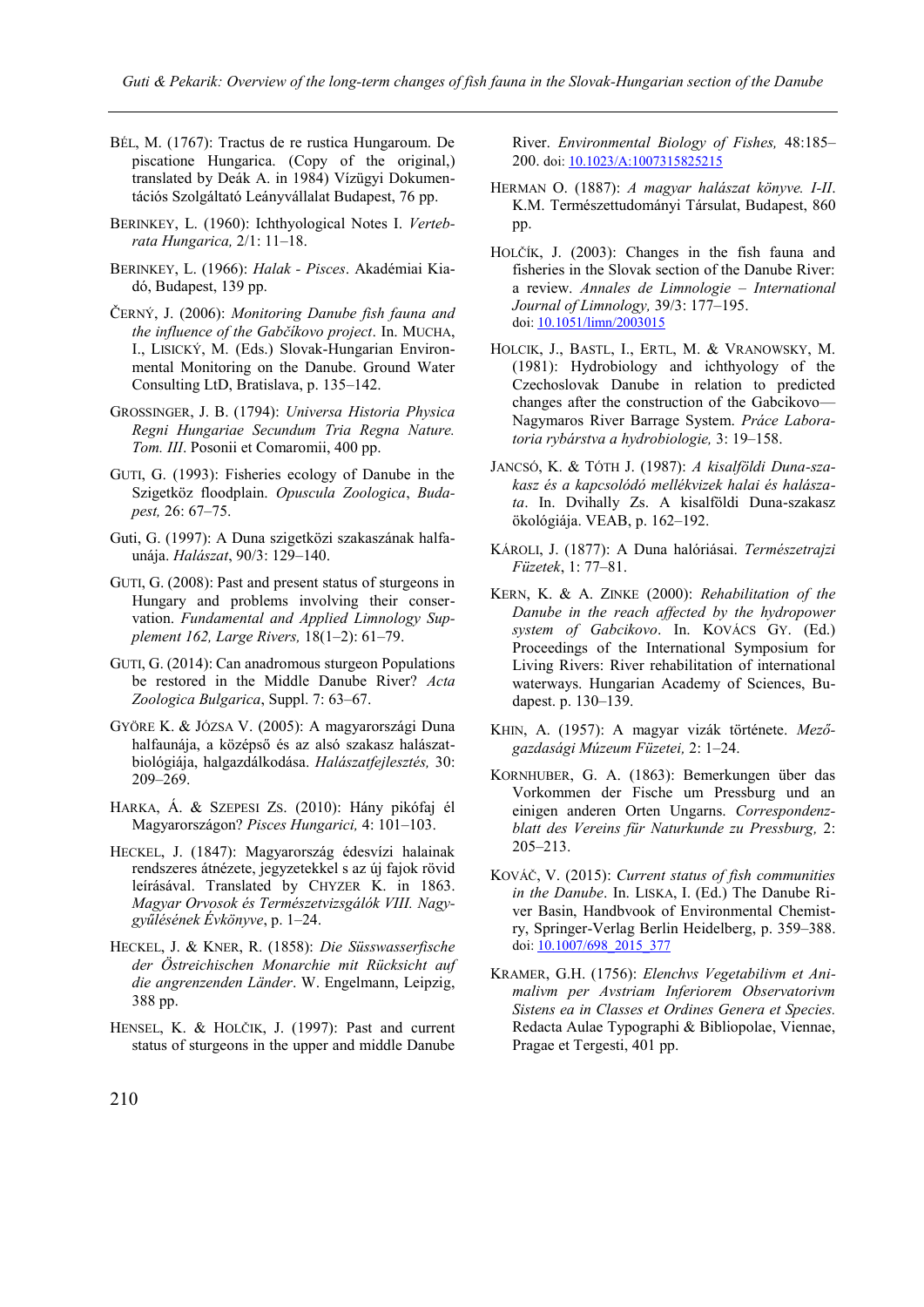BÉL, M. (1767): Tractus de re rustica Hungaroum. De piscatione Hungarica. (Copy of the original,) translated by Deák A. in 1984) Vízügyi Dokumentációs Szolgáltató Leányvállalat Budapest, 76 pp.

BERINKEY, L. (1960): Ichthyological Notes I. *Vertebrata Hungarica,* 2/1: 11–18.

BERINKEY, L. (1966): *Halak - Pisces*. Akadémiai Kiadó, Budapest, 139 pp.

ČERNÝ, J. (2006): *Monitoring Danube fish fauna and the influence of the Gabčíkovo project*. In. MUCHA, I., LISICKÝ, M. (Eds.) Slovak-Hungarian Environmental Monitoring on the Danube. Ground Water Consulting LtD, Bratislava, p. 135–142.

GROSSINGER, J. B. (1794): *Universa Historia Physica Regni Hungariae Secundum Tria Regna Nature. Tom. III*. Posonii et Comaromii, 400 pp.

GUTI, G. (1993): Fisheries ecology of Danube in the Szigetköz floodplain. *Opuscula Zoologica*, *Budapest,* 26: 67–75.

Guti, G. (1997): A Duna szigetközi szakaszának halfaunája. *Halászat*, 90/3: 129–140.

GUTI, G. (2008): Past and present status of sturgeons in Hungary and problems involving their conservation. *Fundamental and Applied Limnology Supplement 162, Large Rivers,* 18(1–2): 61–79.

GUTI, G. (2014): Can anadromous sturgeon Populations be restored in the Middle Danube River? *Acta Zoologica Bulgarica*, Suppl. 7: 63–67.

GYÖRE K. & JÓZSA V. (2005): A magyarországi Duna halfaunája, a középső és az alsó szakasz halászatbiológiája, halgazdálkodása. *Halászatfejlesztés,* 30: 209–269.

HARKA, Á. & SZEPESI ZS. (2010): Hány pikófaj él Magyarországon? *Pisces Hungarici,* 4: 101–103.

HECKEL, J. (1847): Magyarország édesvízi halainak rendszeres átnézete, jegyzetekkel s az új fajok rövid leírásával. Translated by CHYZER K. in 1863. *Magyar Orvosok és Természetvizsgálók VIII. Nagygyűlésének Évkönyve*, p. 1–24.

HECKEL, J. & KNER, R. (1858): *Die Süsswasserfische der Östreichischen Monarchie mit Rücksicht auf die angrenzenden Länder*. W. Engelmann, Leipzig, 388 pp.

HENSEL, K. & HOLČIK, J. (1997): Past and current status of sturgeons in the upper and middle Danube River. *Environmental Biology of Fishes,* 48:185–200. doi: 10.1023/A:1007315825215

HERMAN O. (1887): *A magyar halászat könyve. I-II*. K.M. Természettudományi Társulat, Budapest, 860 pp.

HOLČÍK, J. (2003): Changes in the fish fauna and fisheries in the Slovak section of the Danube River: a review. *Annales de Limnologie – International Journal of Limnology,* 39/3: 177–195. doi: 10.1051/limn/2003015

HOLCIK, J., BASTL, I., ERTL, M. & VRANOWSKY, M. (1981): Hydrobiology and ichthyology of the Czechoslovak Danube in relation to predicted changes after the construction of the Gabcikovo—Nagymaros River Barrage System. *Práce Laboratoria rybárstva a hydrobiologie,* 3: 19–158.

JANCSÓ, K. & TÓTH J. (1987): *A kisalföldi Duna-szakasz és a kapcsolódó mellékvizek halai és halászata*. In. Dvihally Zs. A kisalföldi Duna-szakasz ökológiája. VEAB, p. 162–192.

KÁROLI, J. (1877): A Duna halóriásai. *Természetrajzi Füzetek*, 1: 77–81.

KERN, K. & A. ZINKE (2000): *Rehabilitation of the Danube in the reach affected by the hydropower system of Gabcikovo*. In. KOVÁCS GY. (Ed.) Proceedings of the International Symposium for Living Rivers: River rehabilitation of international waterways. Hungarian Academy of Sciences, Budapest. p. 130–139.

KHIN, A. (1957): A magyar vizák története. *Mezőgazdasági Múzeum Füzetei,* 2: 1–24.

KORNHUBER, G. A. (1863): Bemerkungen über das Vorkommen der Fische um Pressburg und an einigen anderen Orten Ungarns. *Correspondenzblatt des Vereins für Naturkunde zu Pressburg,* 2: 205–213.

KOVÁČ, V. (2015): *Current status of fish communities in the Danube*. In. LISKA, I. (Ed.) The Danube River Basin, Handbvook of Environmental Chemistry, Springer-Verlag Berlin Heidelberg, p. 359–388. doi: 10.1007/698_2015_377

KRAMER, G.H. (1756): *Elenchvs Vegetabilivm et Animalivm per Avstriam Inferiorem Observatorivm Sistens ea in Classes et Ordines Genera et Species.* Redacta Aulae Typographi & Bibliopolae, Viennae, Pragae et Tergesti, 401 pp.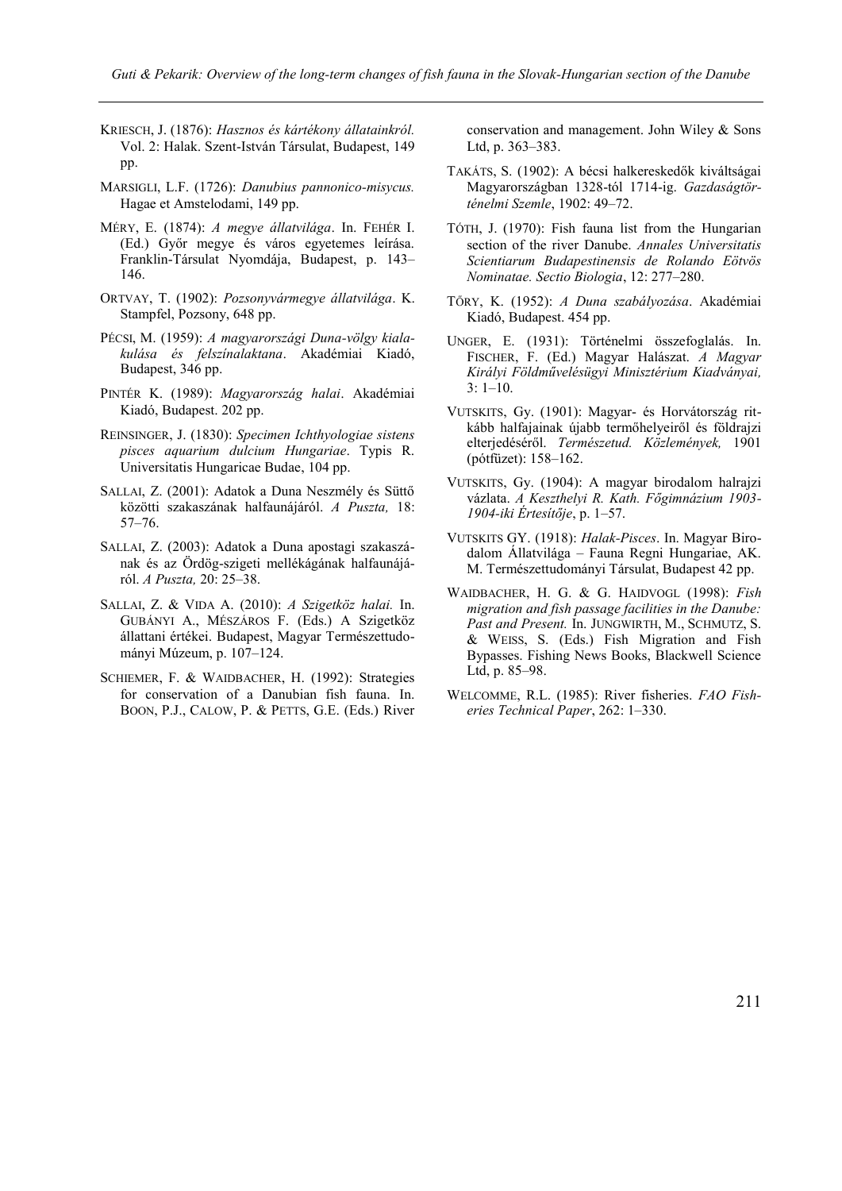KRIESCH, J. (1876): *Hasznos és kártékony állatainkról.* Vol. 2: Halak. Szent-István Társulat, Budapest, 149 pp.

MARSIGLI, L.F. (1726): *Danubius pannonico-misycus.* Hagae et Amstelodami, 149 pp.

MÉRY, E. (1874): *A megye állatvilága*. In. FEHÉR I. (Ed.) Győr megye és város egyetemes leírása. Franklin-Társulat Nyomdája, Budapest, p. 143–146.

ORTVAY, T. (1902): *Pozsonyvármegye állatvilága*. K. Stampfel, Pozsony, 648 pp.

PÉCSI, M. (1959): *A magyarországi Duna-völgy kialakulása és felszínalaktana*. Akadémiai Kiadó, Budapest, 346 pp.

PINTÉR K. (1989): *Magyarország halai*. Akadémiai Kiadó, Budapest. 202 pp.

REINSINGER, J. (1830): *Specimen Ichthyologiae sistens pisces aquarium dulcium Hungariae*. Typis R. Universitatis Hungaricae Budae, 104 pp.

SALLAI, Z. (2001): Adatok a Duna Neszmély és Süttő közötti szakaszának halfaunájáról. *A Puszta,* 18: 57–76.

SALLAI, Z. (2003): Adatok a Duna apostagi szakaszának és az Ördög-szigeti mellékágának halfaunájáról. *A Puszta,* 20: 25–38.

SALLAI, Z. & VIDA A. (2010): *A Szigetköz halai.* In. GUBÁNYI A., MÉSZÁROS F. (Eds.) A Szigetköz állattani értékei. Budapest, Magyar Természettudományi Múzeum, p. 107–124.

SCHIEMER, F. & WAIDBACHER, H. (1992): Strategies for conservation of a Danubian fish fauna. In. BOON, P.J., CALOW, P. & PETTS, G.E. (Eds.) River conservation and management. John Wiley & Sons Ltd, p. 363–383.

TAKÁTS, S. (1902): A bécsi halkereskedők kiváltságai Magyarországban 1328-tól 1714-ig. *Gazdaságtörténelmi Szemle*, 1902: 49–72.

TÓTH, J. (1970): Fish fauna list from the Hungarian section of the river Danube. *Annales Universitatis Scientiarum Budapestinensis de Rolando Eötvös Nominatae. Sectio Biologia*, 12: 277–280.

TŐRY, K. (1952): *A Duna szabályozása*. Akadémiai Kiadó, Budapest. 454 pp.

UNGER, E. (1931): Történelmi összefoglalás. In. FISCHER, F. (Ed.) Magyar Halászat. *A Magyar Királyi Földművelésügyi Minisztérium Kiadványai,* 3: 1–10.

VUTSKITS, Gy. (1901): Magyar- és Horvátország ritkább halfajainak újabb termőhelyeiről és földrajzi elterjedéséről. *Természetud. Közlemények,* 1901 (pótfüzet): 158–162.

VUTSKITS, Gy. (1904): A magyar birodalom halrajzi vázlata. *A Keszthelyi R. Kath. Főgimnázium 1903-1904-iki Értesítője*, p. 1–57.

VUTSKITS GY. (1918): *Halak-Pisces*. In. Magyar Birodalom Állatvilága – Fauna Regni Hungariae, AK. M. Természettudományi Társulat, Budapest 42 pp.

WAIDBACHER, H. G. & G. HAIDVOGL (1998): *Fish migration and fish passage facilities in the Danube: Past and Present.* In. JUNGWIRTH, M., SCHMUTZ, S. & WEISS, S. (Eds.) Fish Migration and Fish Bypasses. Fishing News Books, Blackwell Science Ltd, p. 85–98.

WELCOMME, R.L. (1985): River fisheries. *FAO Fisheries Technical Paper*, 262: 1–330.